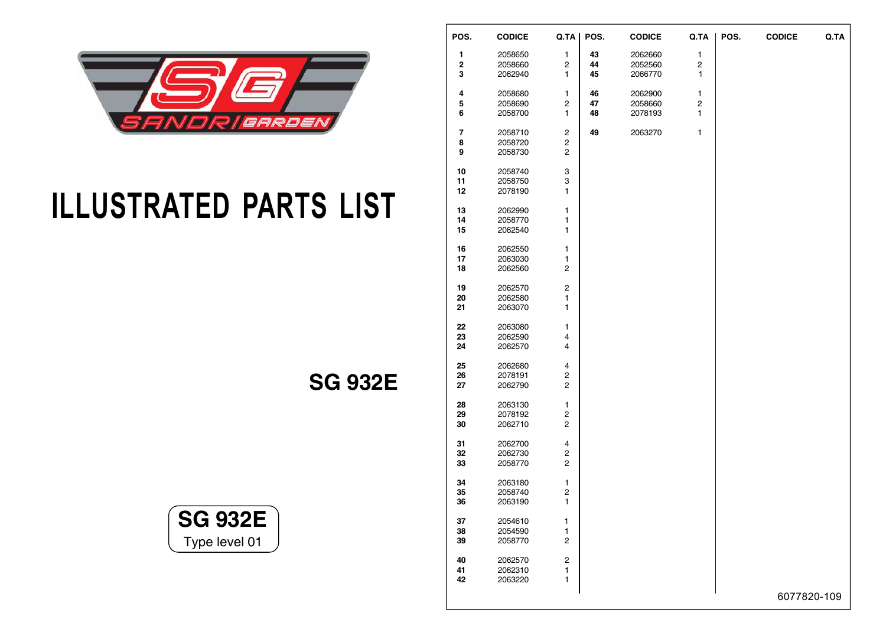SANDRI GARDEN

# ILLUSTRATED PARTS LIST

## SG 932E

**SG 932E**
Type level 01

| POS. | CODICE | Q.TA | POS. | CODICE | Q.TA | POS. | CODICE | Q.TA |
|---|---|---|---|---|---|---|---|---|
| **1** | 2058650 | 1 | **43** | 2062660 | 1 | | | |
| **2** | 2058660 | 2 | **44** | 2052560 | 2 | | | |
| **3** | 2062940 | 1 | **45** | 2066770 | 1 | | | |
| **4** | 2058680 | 1 | **46** | 2062900 | 1 | | | |
| **5** | 2058690 | 2 | **47** | 2058660 | 2 | | | |
| **6** | 2058700 | 1 | **48** | 2078193 | 1 | | | |
| **7** | 2058710 | 2 | **49** | 2063270 | 1 | | | |
| **8** | 2058720 | 2 | | | | | | |
| **9** | 2058730 | 2 | | | | | | |
| **10** | 2058740 | 3 | | | | | | |
| **11** | 2058750 | 3 | | | | | | |
| **12** | 2078190 | 1 | | | | | | |
| **13** | 2062990 | 1 | | | | | | |
| **14** | 2058770 | 1 | | | | | | |
| **15** | 2062540 | 1 | | | | | | |
| **16** | 2062550 | 1 | | | | | | |
| **17** | 2063030 | 1 | | | | | | |
| **18** | 2062560 | 2 | | | | | | |
| **19** | 2062570 | 2 | | | | | | |
| **20** | 2062580 | 1 | | | | | | |
| **21** | 2063070 | 1 | | | | | | |
| **22** | 2063080 | 1 | | | | | | |
| **23** | 2062590 | 4 | | | | | | |
| **24** | 2062570 | 4 | | | | | | |
| **25** | 2062680 | 4 | | | | | | |
| **26** | 2078191 | 2 | | | | | | |
| **27** | 2062790 | 2 | | | | | | |
| **28** | 2063130 | 1 | | | | | | |
| **29** | 2078192 | 2 | | | | | | |
| **30** | 2062710 | 2 | | | | | | |
| **31** | 2062700 | 4 | | | | | | |
| **32** | 2062730 | 2 | | | | | | |
| **33** | 2058770 | 2 | | | | | | |
| **34** | 2063180 | 1 | | | | | | |
| **35** | 2058740 | 2 | | | | | | |
| **36** | 2063190 | 1 | | | | | | |
| **37** | 2054610 | 1 | | | | | | |
| **38** | 2054590 | 1 | | | | | | |
| **39** | 2058770 | 2 | | | | | | |
| **40** | 2062570 | 2 | | | | | | |
| **41** | 2062310 | 1 | | | | | | |
| **42** | 2063220 | 1 | | | | | | |

6077820-109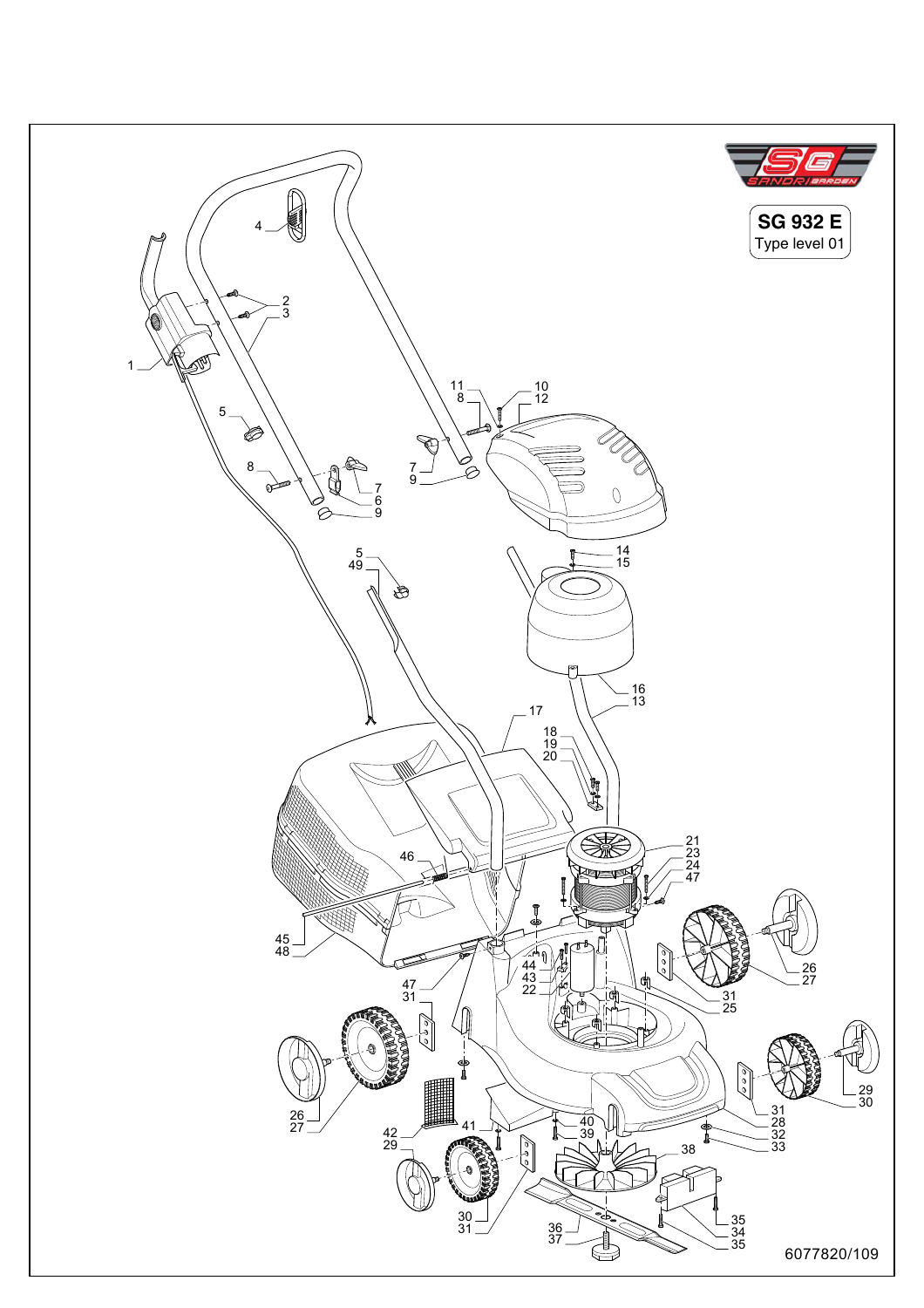SANORI GARDEN

**SG 932 E**
Type level 01

1
2
3
4
5
6
7
8
9
10
11
12
13
14
15
16
17
18
19
20
21
22
23
24
25
26
27
28
29
30
31
32
33
34
35
36
37
38
39
40
41
42
43
44
45
46
47
48
49

6077820/109